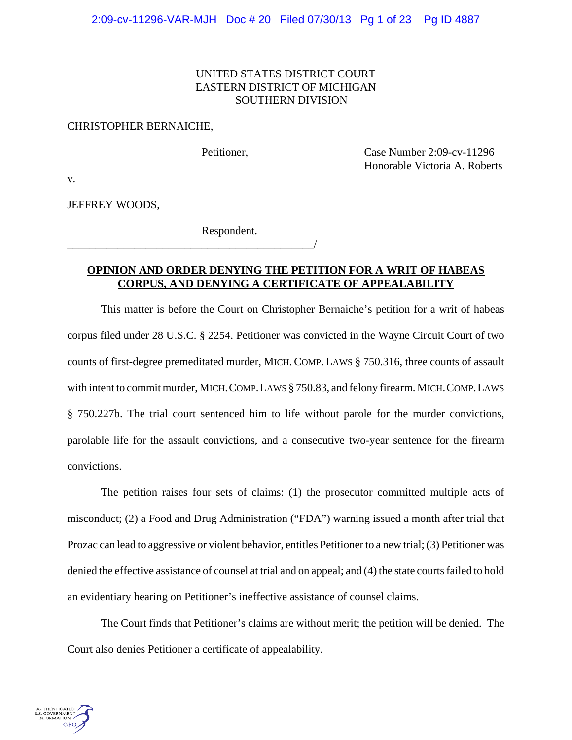UNITED STATES DISTRICT COURT
EASTERN DISTRICT OF MICHIGAN
SOUTHERN DIVISION

CHRISTOPHER BERNAICHE,

Petitioner,

Case Number 2:09-cv-11296
Honorable Victoria A. Roberts

v.

JEFFREY WOODS,

Respondent.
_____________________________________________/

**OPINION AND ORDER DENYING THE PETITION FOR A WRIT OF HABEAS CORPUS, AND DENYING A CERTIFICATE OF APPEALABILITY**

This matter is before the Court on Christopher Bernaiche's petition for a writ of habeas corpus filed under 28 U.S.C. § 2254. Petitioner was convicted in the Wayne Circuit Court of two counts of first-degree premeditated murder, MICH. COMP. LAWS § 750.316, three counts of assault with intent to commit murder, MICH. COMP. LAWS § 750.83, and felony firearm. MICH. COMP. LAWS § 750.227b. The trial court sentenced him to life without parole for the murder convictions, parolable life for the assault convictions, and a consecutive two-year sentence for the firearm convictions.

The petition raises four sets of claims: (1) the prosecutor committed multiple acts of misconduct; (2) a Food and Drug Administration ("FDA") warning issued a month after trial that Prozac can lead to aggressive or violent behavior, entitles Petitioner to a new trial; (3) Petitioner was denied the effective assistance of counsel at trial and on appeal; and (4) the state courts failed to hold an evidentiary hearing on Petitioner's ineffective assistance of counsel claims.

The Court finds that Petitioner's claims are without merit; the petition will be denied. The Court also denies Petitioner a certificate of appealability.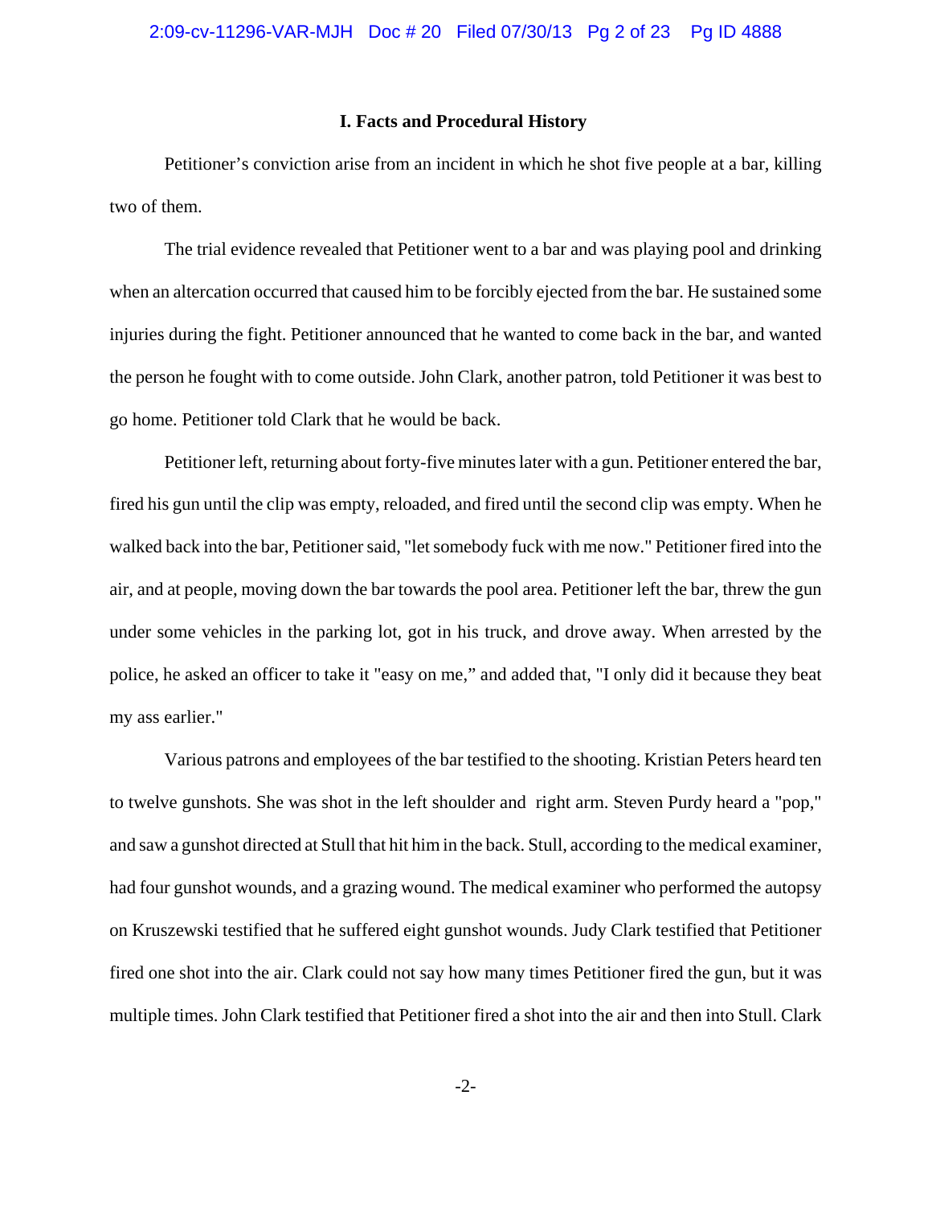## I. Facts and Procedural History

Petitioner's conviction arise from an incident in which he shot five people at a bar, killing two of them.

The trial evidence revealed that Petitioner went to a bar and was playing pool and drinking when an altercation occurred that caused him to be forcibly ejected from the bar. He sustained some injuries during the fight. Petitioner announced that he wanted to come back in the bar, and wanted the person he fought with to come outside. John Clark, another patron, told Petitioner it was best to go home. Petitioner told Clark that he would be back.

Petitioner left, returning about forty-five minutes later with a gun. Petitioner entered the bar, fired his gun until the clip was empty, reloaded, and fired until the second clip was empty. When he walked back into the bar, Petitioner said, "let somebody fuck with me now." Petitioner fired into the air, and at people, moving down the bar towards the pool area. Petitioner left the bar, threw the gun under some vehicles in the parking lot, got in his truck, and drove away. When arrested by the police, he asked an officer to take it "easy on me," and added that, "I only did it because they beat my ass earlier."

Various patrons and employees of the bar testified to the shooting. Kristian Peters heard ten to twelve gunshots. She was shot in the left shoulder and right arm. Steven Purdy heard a "pop," and saw a gunshot directed at Stull that hit him in the back. Stull, according to the medical examiner, had four gunshot wounds, and a grazing wound. The medical examiner who performed the autopsy on Kruszewski testified that he suffered eight gunshot wounds. Judy Clark testified that Petitioner fired one shot into the air. Clark could not say how many times Petitioner fired the gun, but it was multiple times. John Clark testified that Petitioner fired a shot into the air and then into Stull. Clark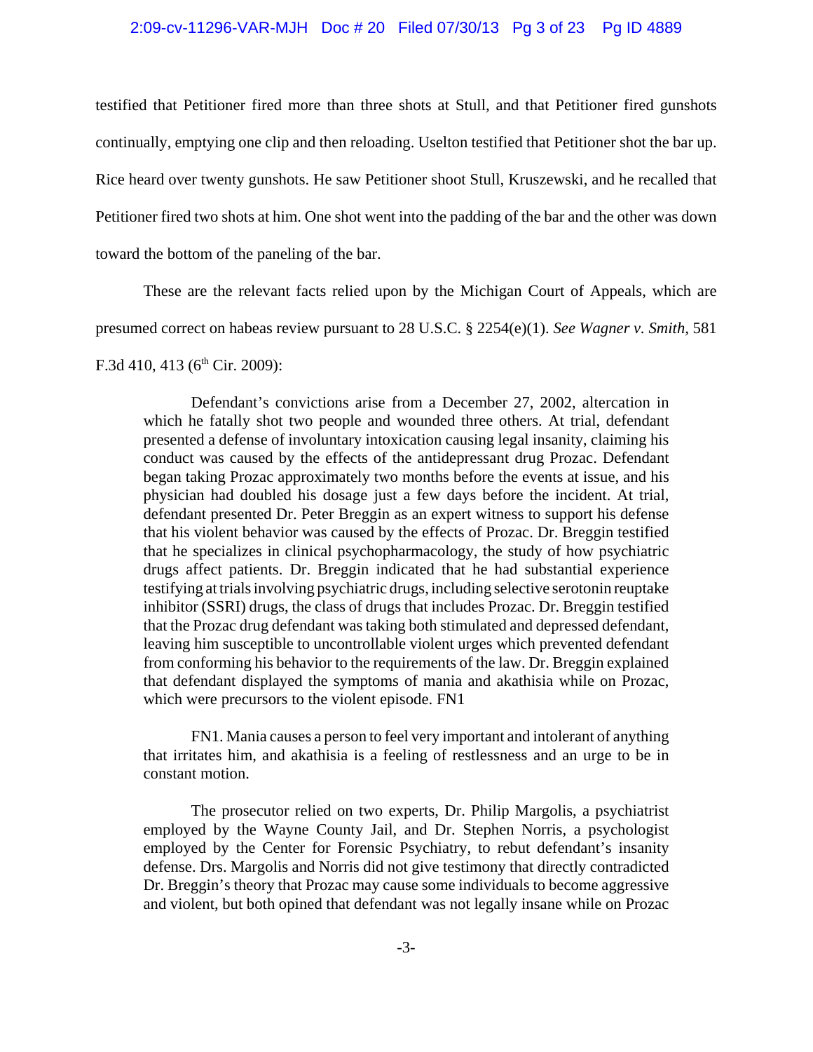testified that Petitioner fired more than three shots at Stull, and that Petitioner fired gunshots continually, emptying one clip and then reloading. Uselton testified that Petitioner shot the bar up. Rice heard over twenty gunshots. He saw Petitioner shoot Stull, Kruszewski, and he recalled that Petitioner fired two shots at him. One shot went into the padding of the bar and the other was down toward the bottom of the paneling of the bar.

These are the relevant facts relied upon by the Michigan Court of Appeals, which are presumed correct on habeas review pursuant to 28 U.S.C. § 2254(e)(1). *See Wagner v. Smith*, 581 F.3d 410, 413 (6th Cir. 2009):

> Defendant's convictions arise from a December 27, 2002, altercation in which he fatally shot two people and wounded three others. At trial, defendant presented a defense of involuntary intoxication causing legal insanity, claiming his conduct was caused by the effects of the antidepressant drug Prozac. Defendant began taking Prozac approximately two months before the events at issue, and his physician had doubled his dosage just a few days before the incident. At trial, defendant presented Dr. Peter Breggin as an expert witness to support his defense that his violent behavior was caused by the effects of Prozac. Dr. Breggin testified that he specializes in clinical psychopharmacology, the study of how psychiatric drugs affect patients. Dr. Breggin indicated that he had substantial experience testifying at trials involving psychiatric drugs, including selective serotonin reuptake inhibitor (SSRI) drugs, the class of drugs that includes Prozac. Dr. Breggin testified that the Prozac drug defendant was taking both stimulated and depressed defendant, leaving him susceptible to uncontrollable violent urges which prevented defendant from conforming his behavior to the requirements of the law. Dr. Breggin explained that defendant displayed the symptoms of mania and akathisia while on Prozac, which were precursors to the violent episode. FN1
>
> FN1. Mania causes a person to feel very important and intolerant of anything that irritates him, and akathisia is a feeling of restlessness and an urge to be in constant motion.
>
> The prosecutor relied on two experts, Dr. Philip Margolis, a psychiatrist employed by the Wayne County Jail, and Dr. Stephen Norris, a psychologist employed by the Center for Forensic Psychiatry, to rebut defendant's insanity defense. Drs. Margolis and Norris did not give testimony that directly contradicted Dr. Breggin's theory that Prozac may cause some individuals to become aggressive and violent, but both opined that defendant was not legally insane while on Prozac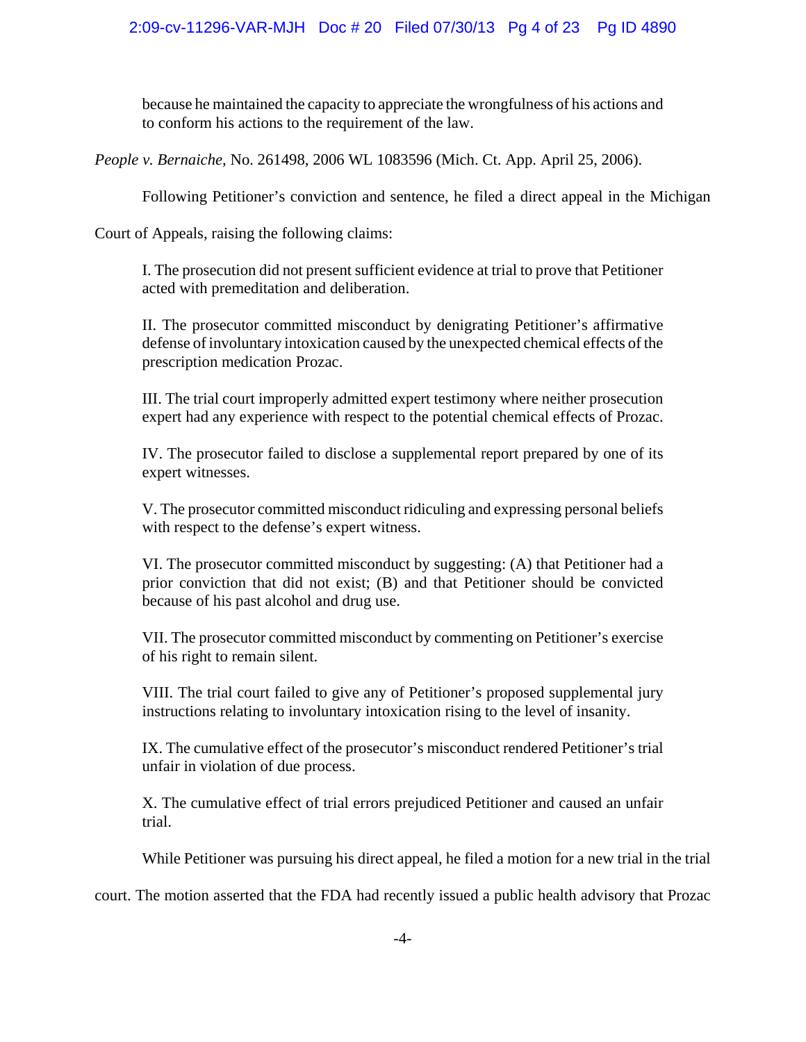> because he maintained the capacity to appreciate the wrongfulness of his actions and to conform his actions to the requirement of the law.

*People v. Bernaiche*, No. 261498, 2006 WL 1083596 (Mich. Ct. App. April 25, 2006).

Following Petitioner's conviction and sentence, he filed a direct appeal in the Michigan Court of Appeals, raising the following claims:

> I. The prosecution did not present sufficient evidence at trial to prove that Petitioner acted with premeditation and deliberation.
>
> II. The prosecutor committed misconduct by denigrating Petitioner's affirmative defense of involuntary intoxication caused by the unexpected chemical effects of the prescription medication Prozac.
>
> III. The trial court improperly admitted expert testimony where neither prosecution expert had any experience with respect to the potential chemical effects of Prozac.
>
> IV. The prosecutor failed to disclose a supplemental report prepared by one of its expert witnesses.
>
> V. The prosecutor committed misconduct ridiculing and expressing personal beliefs with respect to the defense's expert witness.
>
> VI. The prosecutor committed misconduct by suggesting: (A) that Petitioner had a prior conviction that did not exist; (B) and that Petitioner should be convicted because of his past alcohol and drug use.
>
> VII. The prosecutor committed misconduct by commenting on Petitioner's exercise of his right to remain silent.
>
> VIII. The trial court failed to give any of Petitioner's proposed supplemental jury instructions relating to involuntary intoxication rising to the level of insanity.
>
> IX. The cumulative effect of the prosecutor's misconduct rendered Petitioner's trial unfair in violation of due process.
>
> X. The cumulative effect of trial errors prejudiced Petitioner and caused an unfair trial.

While Petitioner was pursuing his direct appeal, he filed a motion for a new trial in the trial court. The motion asserted that the FDA had recently issued a public health advisory that Prozac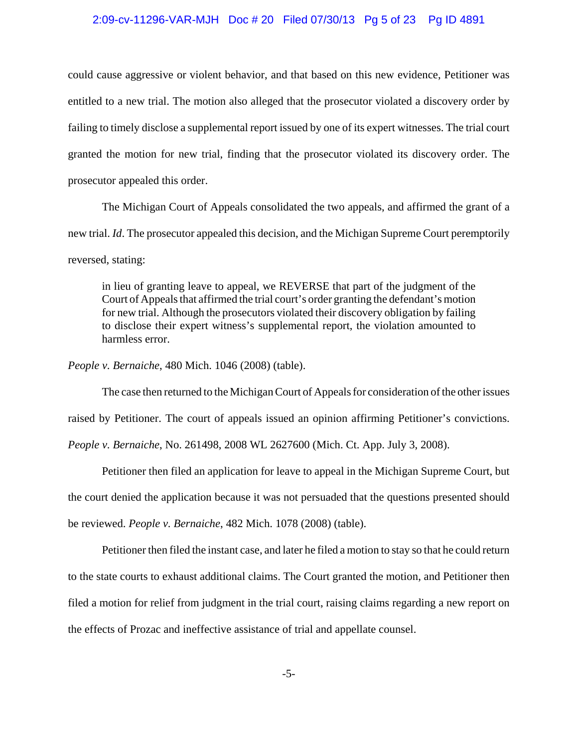could cause aggressive or violent behavior, and that based on this new evidence, Petitioner was entitled to a new trial. The motion also alleged that the prosecutor violated a discovery order by failing to timely disclose a supplemental report issued by one of its expert witnesses. The trial court granted the motion for new trial, finding that the prosecutor violated its discovery order. The prosecutor appealed this order.

The Michigan Court of Appeals consolidated the two appeals, and affirmed the grant of a new trial. *Id*. The prosecutor appealed this decision, and the Michigan Supreme Court peremptorily reversed, stating:

> in lieu of granting leave to appeal, we REVERSE that part of the judgment of the Court of Appeals that affirmed the trial court's order granting the defendant's motion for new trial. Although the prosecutors violated their discovery obligation by failing to disclose their expert witness's supplemental report, the violation amounted to harmless error.

*People v. Bernaiche*, 480 Mich. 1046 (2008) (table).

The case then returned to the Michigan Court of Appeals for consideration of the other issues raised by Petitioner. The court of appeals issued an opinion affirming Petitioner's convictions. *People v. Bernaiche*, No. 261498, 2008 WL 2627600 (Mich. Ct. App. July 3, 2008).

Petitioner then filed an application for leave to appeal in the Michigan Supreme Court, but the court denied the application because it was not persuaded that the questions presented should be reviewed. *People v. Bernaiche*, 482 Mich. 1078 (2008) (table).

Petitioner then filed the instant case, and later he filed a motion to stay so that he could return to the state courts to exhaust additional claims. The Court granted the motion, and Petitioner then filed a motion for relief from judgment in the trial court, raising claims regarding a new report on the effects of Prozac and ineffective assistance of trial and appellate counsel.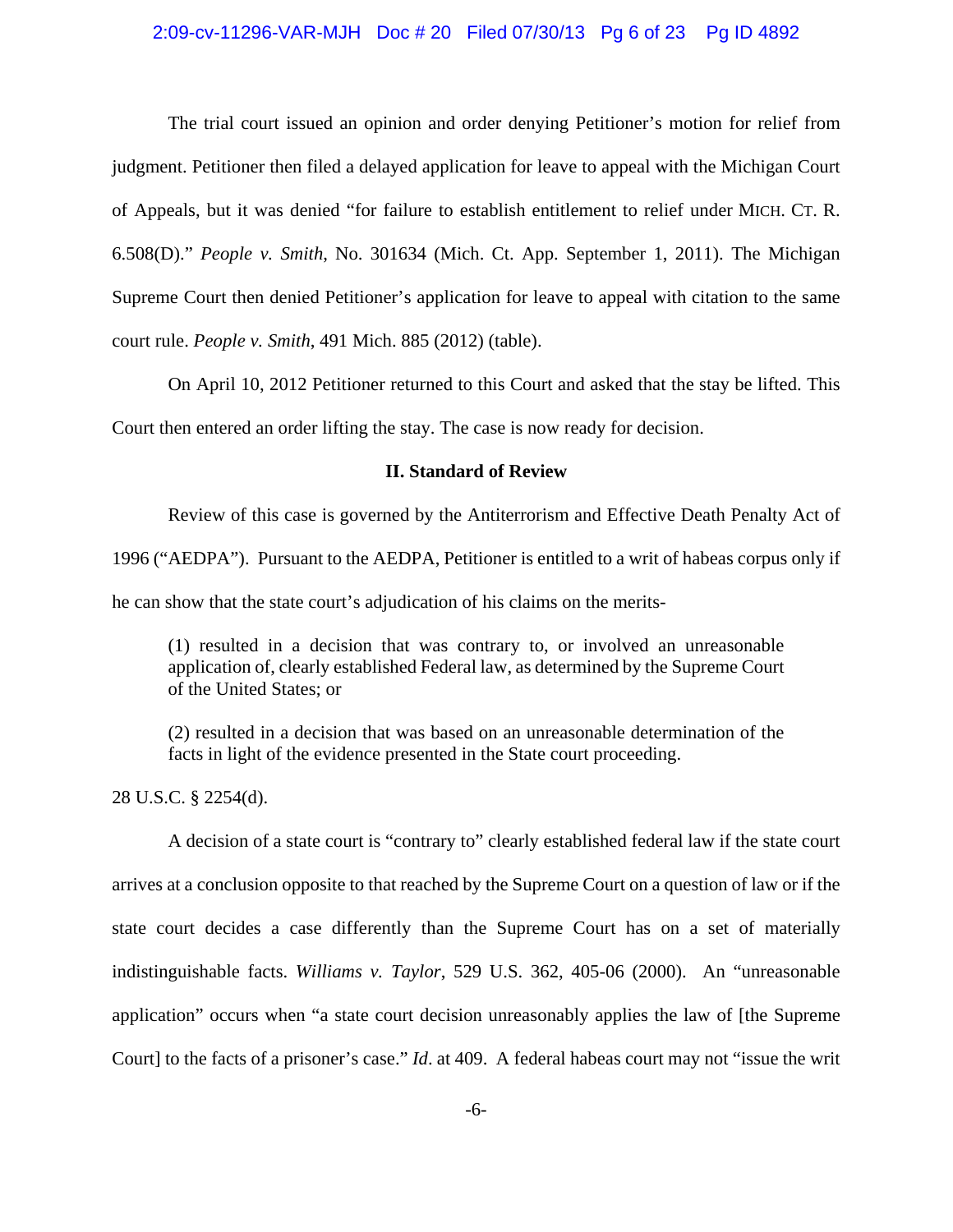The trial court issued an opinion and order denying Petitioner's motion for relief from judgment. Petitioner then filed a delayed application for leave to appeal with the Michigan Court of Appeals, but it was denied "for failure to establish entitlement to relief under MICH. CT. R. 6.508(D)." *People v. Smith*, No. 301634 (Mich. Ct. App. September 1, 2011). The Michigan Supreme Court then denied Petitioner's application for leave to appeal with citation to the same court rule. *People v. Smith*, 491 Mich. 885 (2012) (table).

On April 10, 2012 Petitioner returned to this Court and asked that the stay be lifted. This Court then entered an order lifting the stay. The case is now ready for decision.

## II. Standard of Review

Review of this case is governed by the Antiterrorism and Effective Death Penalty Act of 1996 ("AEDPA"). Pursuant to the AEDPA, Petitioner is entitled to a writ of habeas corpus only if he can show that the state court's adjudication of his claims on the merits-

> (1) resulted in a decision that was contrary to, or involved an unreasonable application of, clearly established Federal law, as determined by the Supreme Court of the United States; or
>
> (2) resulted in a decision that was based on an unreasonable determination of the facts in light of the evidence presented in the State court proceeding.

28 U.S.C. § 2254(d).

A decision of a state court is "contrary to" clearly established federal law if the state court arrives at a conclusion opposite to that reached by the Supreme Court on a question of law or if the state court decides a case differently than the Supreme Court has on a set of materially indistinguishable facts. *Williams v. Taylor*, 529 U.S. 362, 405-06 (2000). An "unreasonable application" occurs when "a state court decision unreasonably applies the law of [the Supreme Court] to the facts of a prisoner's case." *Id*. at 409. A federal habeas court may not "issue the writ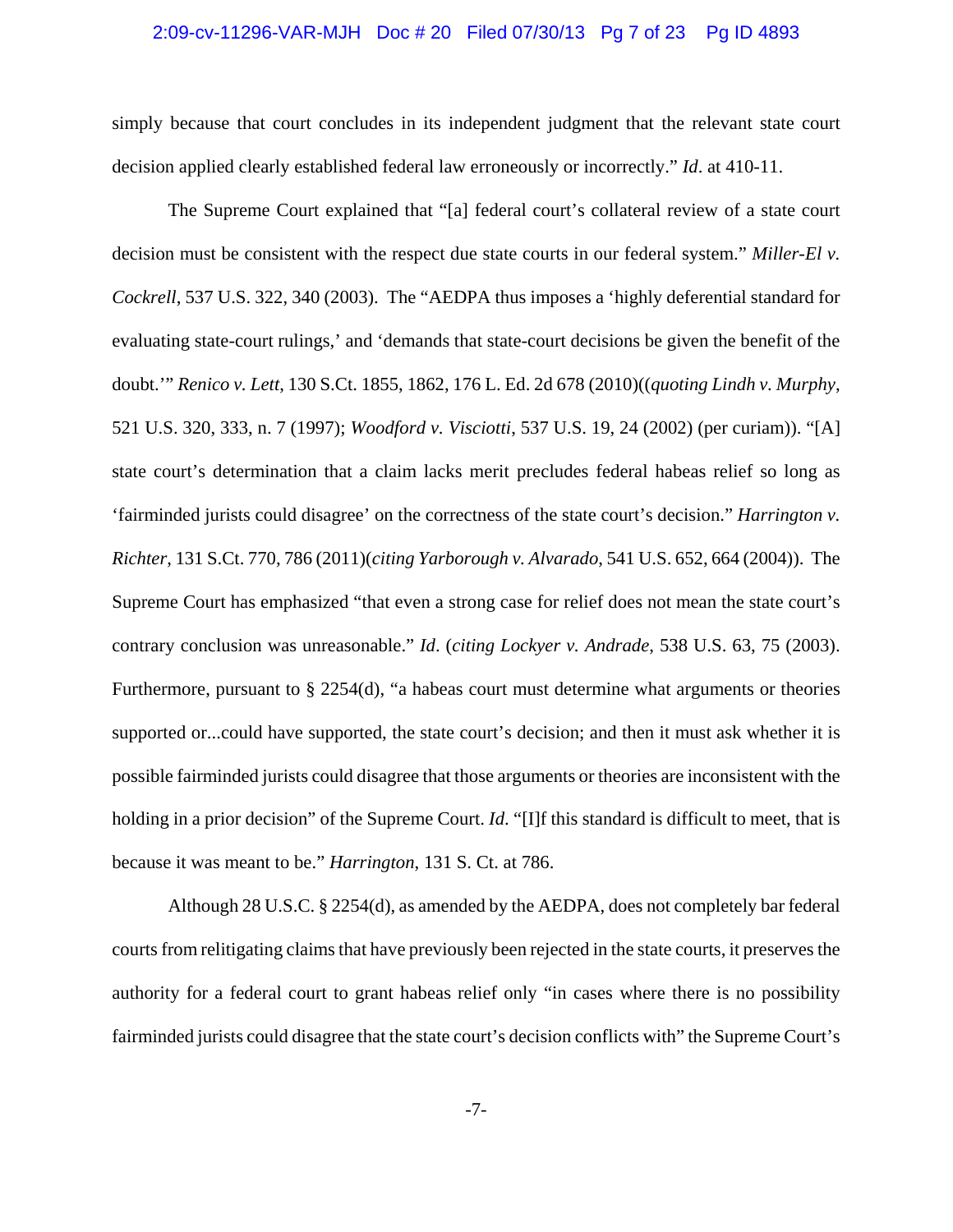simply because that court concludes in its independent judgment that the relevant state court decision applied clearly established federal law erroneously or incorrectly." *Id*. at 410-11.

The Supreme Court explained that "[a] federal court's collateral review of a state court decision must be consistent with the respect due state courts in our federal system." *Miller-El v. Cockrell*, 537 U.S. 322, 340 (2003). The "AEDPA thus imposes a 'highly deferential standard for evaluating state-court rulings,' and 'demands that state-court decisions be given the benefit of the doubt.'" *Renico v. Lett*, 130 S.Ct. 1855, 1862, 176 L. Ed. 2d 678 (2010)((*quoting Lindh v. Murphy*, 521 U.S. 320, 333, n. 7 (1997); *Woodford v. Visciotti*, 537 U.S. 19, 24 (2002) (per curiam)). "[A] state court's determination that a claim lacks merit precludes federal habeas relief so long as 'fairminded jurists could disagree' on the correctness of the state court's decision." *Harrington v. Richter*, 131 S.Ct. 770, 786 (2011)(*citing Yarborough v. Alvarado*, 541 U.S. 652, 664 (2004)). The Supreme Court has emphasized "that even a strong case for relief does not mean the state court's contrary conclusion was unreasonable." *Id*. (*citing Lockyer v. Andrade*, 538 U.S. 63, 75 (2003). Furthermore, pursuant to § 2254(d), "a habeas court must determine what arguments or theories supported or...could have supported, the state court's decision; and then it must ask whether it is possible fairminded jurists could disagree that those arguments or theories are inconsistent with the holding in a prior decision" of the Supreme Court. *Id*. "[I]f this standard is difficult to meet, that is because it was meant to be." *Harrington*, 131 S. Ct. at 786.

Although 28 U.S.C. § 2254(d), as amended by the AEDPA, does not completely bar federal courts from relitigating claims that have previously been rejected in the state courts, it preserves the authority for a federal court to grant habeas relief only "in cases where there is no possibility fairminded jurists could disagree that the state court's decision conflicts with" the Supreme Court's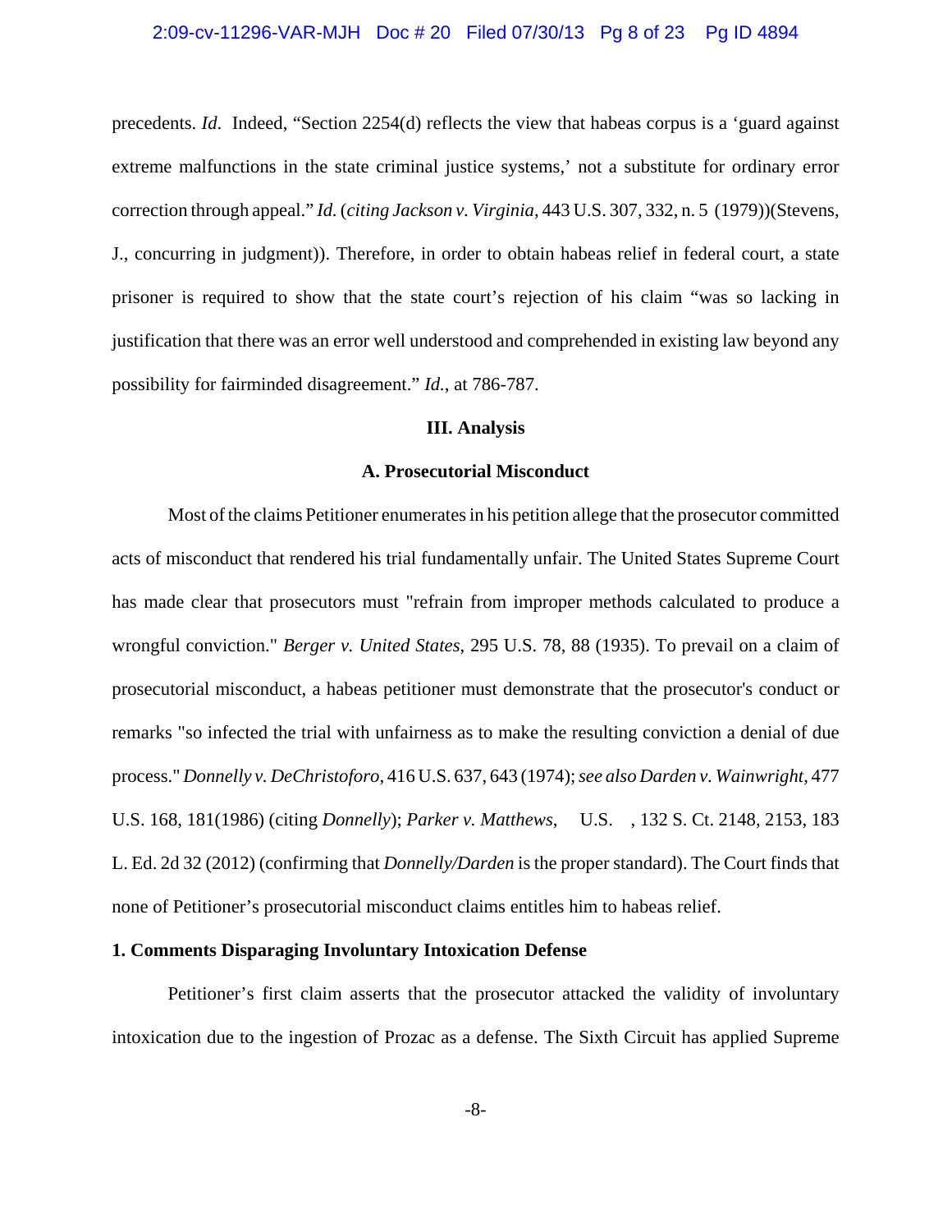precedents. *Id*. Indeed, "Section 2254(d) reflects the view that habeas corpus is a 'guard against extreme malfunctions in the state criminal justice systems,' not a substitute for ordinary error correction through appeal." *Id.* (*citing Jackson v. Virginia*, 443 U.S. 307, 332, n. 5 (1979))(Stevens, J., concurring in judgment)). Therefore, in order to obtain habeas relief in federal court, a state prisoner is required to show that the state court's rejection of his claim "was so lacking in justification that there was an error well understood and comprehended in existing law beyond any possibility for fairminded disagreement." *Id.*, at 786-787.

## III. Analysis

### A. Prosecutorial Misconduct

Most of the claims Petitioner enumerates in his petition allege that the prosecutor committed acts of misconduct that rendered his trial fundamentally unfair. The United States Supreme Court has made clear that prosecutors must "refrain from improper methods calculated to produce a wrongful conviction." *Berger v. United States*, 295 U.S. 78, 88 (1935). To prevail on a claim of prosecutorial misconduct, a habeas petitioner must demonstrate that the prosecutor's conduct or remarks "so infected the trial with unfairness as to make the resulting conviction a denial of due process." *Donnelly v. DeChristoforo*, 416 U.S. 637, 643 (1974); *see also Darden v. Wainwright*, 477 U.S. 168, 181(1986) (citing *Donnelly*); *Parker v. Matthews*, U.S. , 132 S. Ct. 2148, 2153, 183 L. Ed. 2d 32 (2012) (confirming that *Donnelly/Darden* is the proper standard). The Court finds that none of Petitioner's prosecutorial misconduct claims entitles him to habeas relief.

#### 1. Comments Disparaging Involuntary Intoxication Defense

Petitioner's first claim asserts that the prosecutor attacked the validity of involuntary intoxication due to the ingestion of Prozac as a defense. The Sixth Circuit has applied Supreme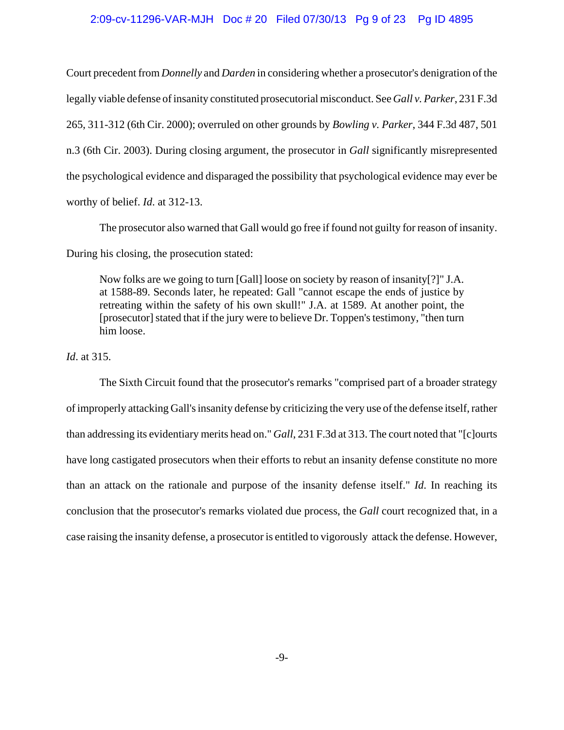Court precedent from *Donnelly* and *Darden* in considering whether a prosecutor's denigration of the legally viable defense of insanity constituted prosecutorial misconduct. See *Gall v. Parker*, 231 F.3d 265, 311-312 (6th Cir. 2000); overruled on other grounds by *Bowling v. Parker*, 344 F.3d 487, 501 n.3 (6th Cir. 2003). During closing argument, the prosecutor in *Gall* significantly misrepresented the psychological evidence and disparaged the possibility that psychological evidence may ever be worthy of belief. *Id.* at 312-13.

The prosecutor also warned that Gall would go free if found not guilty for reason of insanity. During his closing, the prosecution stated:

> Now folks are we going to turn [Gall] loose on society by reason of insanity[?]" J.A. at 1588-89. Seconds later, he repeated: Gall "cannot escape the ends of justice by retreating within the safety of his own skull!" J.A. at 1589. At another point, the [prosecutor] stated that if the jury were to believe Dr. Toppen's testimony, "then turn him loose.

*Id.* at 315.

The Sixth Circuit found that the prosecutor's remarks "comprised part of a broader strategy of improperly attacking Gall's insanity defense by criticizing the very use of the defense itself, rather than addressing its evidentiary merits head on." *Gall*, 231 F.3d at 313. The court noted that "[c]ourts have long castigated prosecutors when their efforts to rebut an insanity defense constitute no more than an attack on the rationale and purpose of the insanity defense itself." *Id.* In reaching its conclusion that the prosecutor's remarks violated due process, the *Gall* court recognized that, in a case raising the insanity defense, a prosecutor is entitled to vigorously attack the defense. However,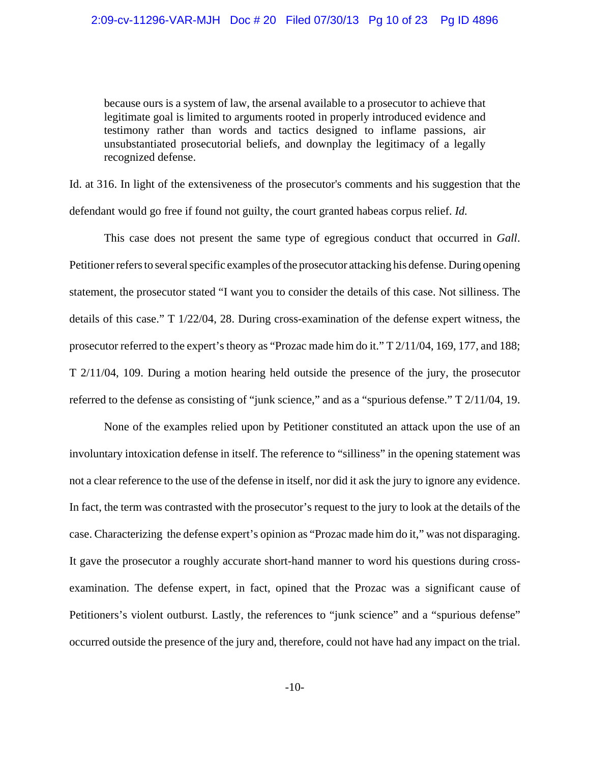> because ours is a system of law, the arsenal available to a prosecutor to achieve that legitimate goal is limited to arguments rooted in properly introduced evidence and testimony rather than words and tactics designed to inflame passions, air unsubstantiated prosecutorial beliefs, and downplay the legitimacy of a legally recognized defense.

Id. at 316. In light of the extensiveness of the prosecutor's comments and his suggestion that the defendant would go free if found not guilty, the court granted habeas corpus relief. *Id.*

This case does not present the same type of egregious conduct that occurred in *Gall*. Petitioner refers to several specific examples of the prosecutor attacking his defense. During opening statement, the prosecutor stated "I want you to consider the details of this case. Not silliness. The details of this case." T 1/22/04, 28. During cross-examination of the defense expert witness, the prosecutor referred to the expert's theory as "Prozac made him do it." T 2/11/04, 169, 177, and 188; T 2/11/04, 109. During a motion hearing held outside the presence of the jury, the prosecutor referred to the defense as consisting of "junk science," and as a "spurious defense." T 2/11/04, 19.

None of the examples relied upon by Petitioner constituted an attack upon the use of an involuntary intoxication defense in itself. The reference to "silliness" in the opening statement was not a clear reference to the use of the defense in itself, nor did it ask the jury to ignore any evidence. In fact, the term was contrasted with the prosecutor's request to the jury to look at the details of the case. Characterizing the defense expert's opinion as "Prozac made him do it," was not disparaging. It gave the prosecutor a roughly accurate short-hand manner to word his questions during cross-examination. The defense expert, in fact, opined that the Prozac was a significant cause of Petitioners's violent outburst. Lastly, the references to "junk science" and a "spurious defense" occurred outside the presence of the jury and, therefore, could not have had any impact on the trial.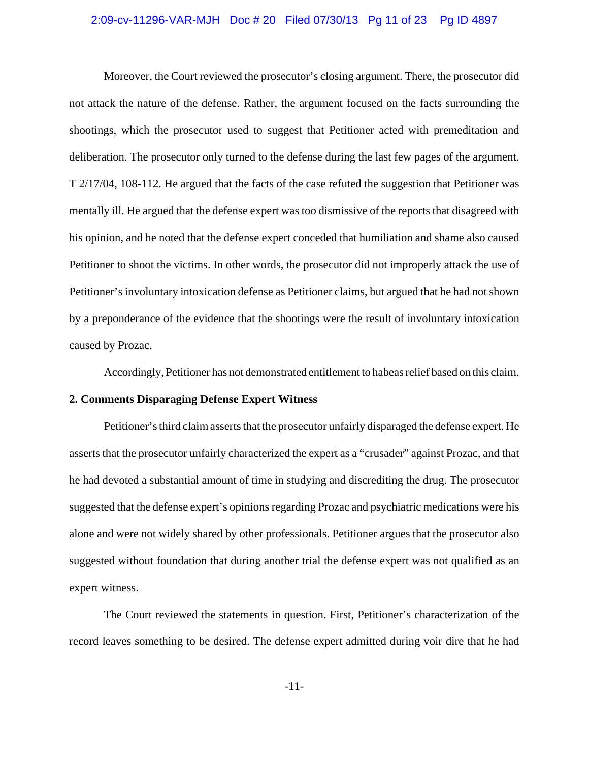Moreover, the Court reviewed the prosecutor's closing argument. There, the prosecutor did not attack the nature of the defense. Rather, the argument focused on the facts surrounding the shootings, which the prosecutor used to suggest that Petitioner acted with premeditation and deliberation. The prosecutor only turned to the defense during the last few pages of the argument. T 2/17/04, 108-112. He argued that the facts of the case refuted the suggestion that Petitioner was mentally ill. He argued that the defense expert was too dismissive of the reports that disagreed with his opinion, and he noted that the defense expert conceded that humiliation and shame also caused Petitioner to shoot the victims. In other words, the prosecutor did not improperly attack the use of Petitioner's involuntary intoxication defense as Petitioner claims, but argued that he had not shown by a preponderance of the evidence that the shootings were the result of involuntary intoxication caused by Prozac.

Accordingly, Petitioner has not demonstrated entitlement to habeas relief based on this claim.

**2. Comments Disparaging Defense Expert Witness**

Petitioner's third claim asserts that the prosecutor unfairly disparaged the defense expert. He asserts that the prosecutor unfairly characterized the expert as a "crusader" against Prozac, and that he had devoted a substantial amount of time in studying and discrediting the drug. The prosecutor suggested that the defense expert's opinions regarding Prozac and psychiatric medications were his alone and were not widely shared by other professionals. Petitioner argues that the prosecutor also suggested without foundation that during another trial the defense expert was not qualified as an expert witness.

The Court reviewed the statements in question. First, Petitioner's characterization of the record leaves something to be desired. The defense expert admitted during voir dire that he had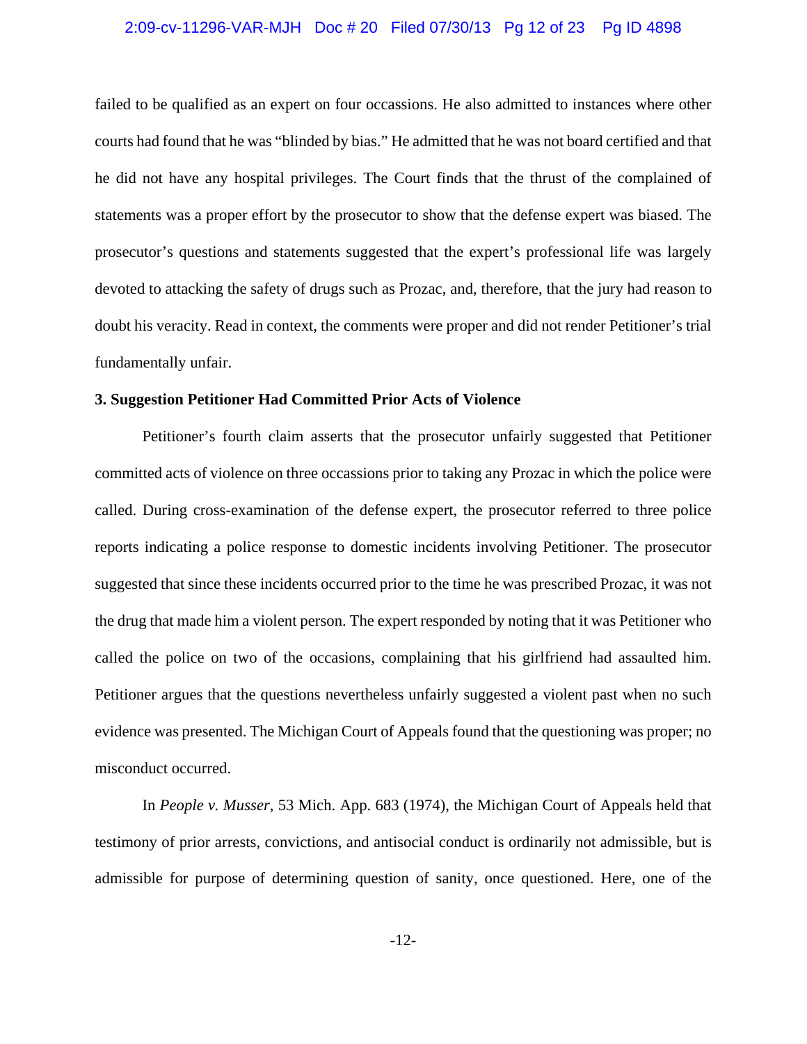failed to be qualified as an expert on four occassions. He also admitted to instances where other courts had found that he was "blinded by bias." He admitted that he was not board certified and that he did not have any hospital privileges. The Court finds that the thrust of the complained of statements was a proper effort by the prosecutor to show that the defense expert was biased. The prosecutor's questions and statements suggested that the expert's professional life was largely devoted to attacking the safety of drugs such as Prozac, and, therefore, that the jury had reason to doubt his veracity. Read in context, the comments were proper and did not render Petitioner's trial fundamentally unfair.

### 3. Suggestion Petitioner Had Committed Prior Acts of Violence

Petitioner's fourth claim asserts that the prosecutor unfairly suggested that Petitioner committed acts of violence on three occassions prior to taking any Prozac in which the police were called. During cross-examination of the defense expert, the prosecutor referred to three police reports indicating a police response to domestic incidents involving Petitioner. The prosecutor suggested that since these incidents occurred prior to the time he was prescribed Prozac, it was not the drug that made him a violent person. The expert responded by noting that it was Petitioner who called the police on two of the occasions, complaining that his girlfriend had assaulted him. Petitioner argues that the questions nevertheless unfairly suggested a violent past when no such evidence was presented. The Michigan Court of Appeals found that the questioning was proper; no misconduct occurred.

In *People v. Musser*, 53 Mich. App. 683 (1974), the Michigan Court of Appeals held that testimony of prior arrests, convictions, and antisocial conduct is ordinarily not admissible, but is admissible for purpose of determining question of sanity, once questioned. Here, one of the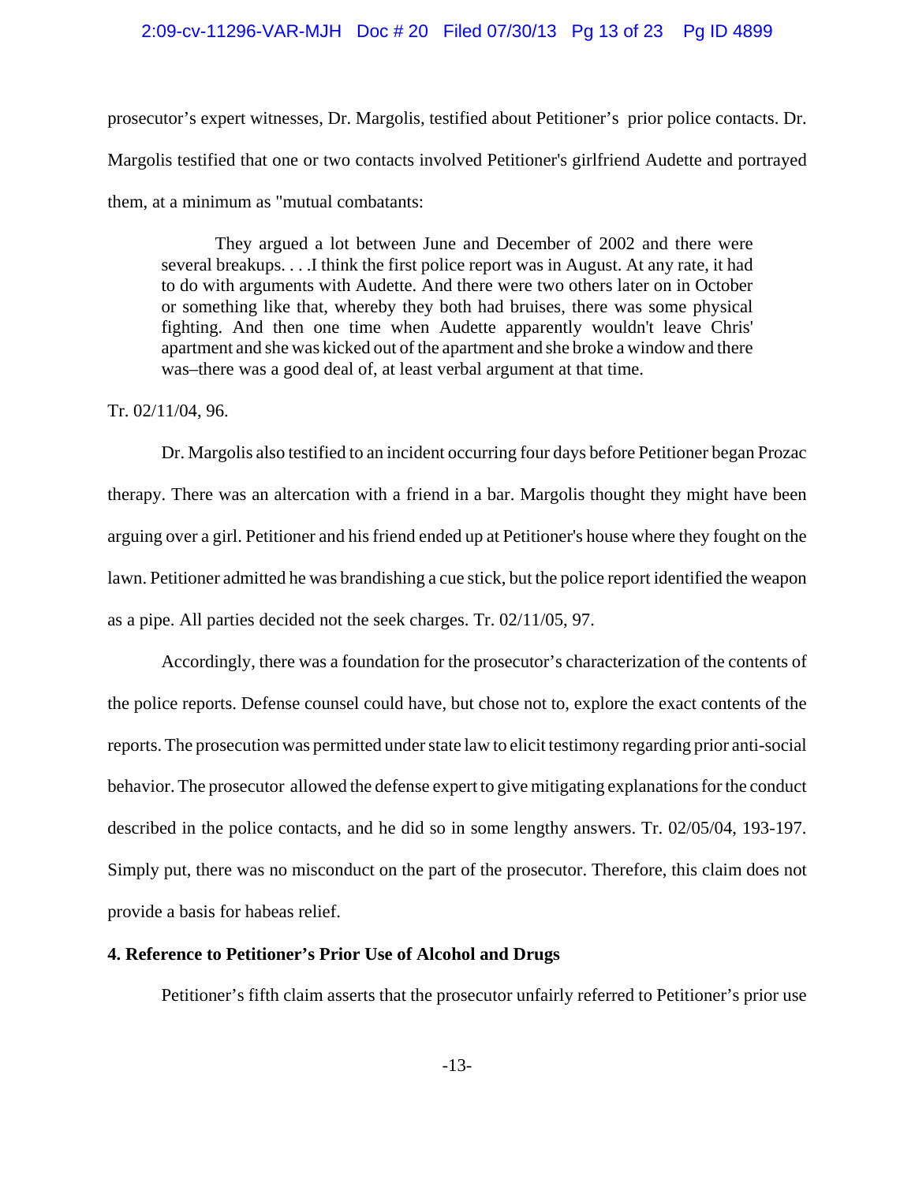prosecutor's expert witnesses, Dr. Margolis, testified about Petitioner's prior police contacts. Dr. Margolis testified that one or two contacts involved Petitioner's girlfriend Audette and portrayed them, at a minimum as "mutual combatants:

> They argued a lot between June and December of 2002 and there were several breakups. . . .I think the first police report was in August. At any rate, it had to do with arguments with Audette. And there were two others later on in October or something like that, whereby they both had bruises, there was some physical fighting. And then one time when Audette apparently wouldn't leave Chris' apartment and she was kicked out of the apartment and she broke a window and there was–there was a good deal of, at least verbal argument at that time.

Tr. 02/11/04, 96.

Dr. Margolis also testified to an incident occurring four days before Petitioner began Prozac therapy. There was an altercation with a friend in a bar. Margolis thought they might have been arguing over a girl. Petitioner and his friend ended up at Petitioner's house where they fought on the lawn. Petitioner admitted he was brandishing a cue stick, but the police report identified the weapon as a pipe. All parties decided not the seek charges. Tr. 02/11/05, 97.

Accordingly, there was a foundation for the prosecutor's characterization of the contents of the police reports. Defense counsel could have, but chose not to, explore the exact contents of the reports. The prosecution was permitted under state law to elicit testimony regarding prior anti-social behavior. The prosecutor allowed the defense expert to give mitigating explanations for the conduct described in the police contacts, and he did so in some lengthy answers. Tr. 02/05/04, 193-197. Simply put, there was no misconduct on the part of the prosecutor. Therefore, this claim does not provide a basis for habeas relief.

**4. Reference to Petitioner's Prior Use of Alcohol and Drugs**

Petitioner's fifth claim asserts that the prosecutor unfairly referred to Petitioner's prior use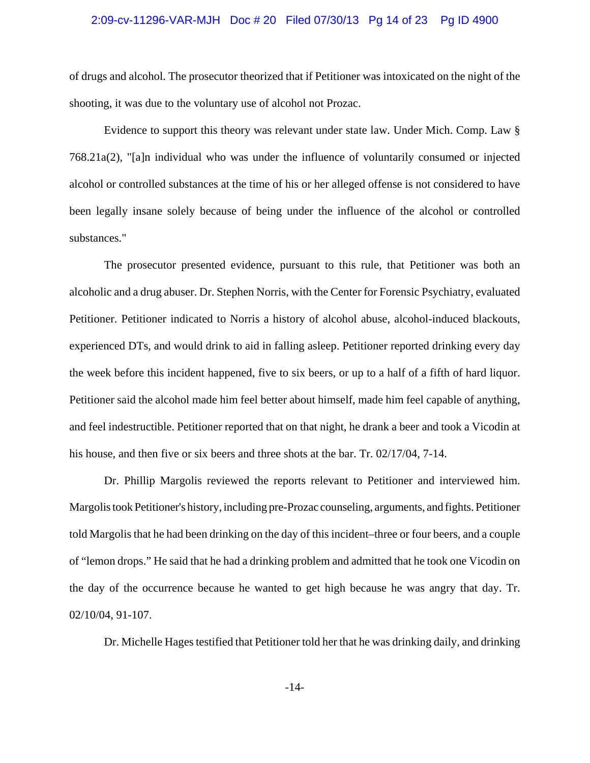of drugs and alcohol. The prosecutor theorized that if Petitioner was intoxicated on the night of the shooting, it was due to the voluntary use of alcohol not Prozac.

Evidence to support this theory was relevant under state law. Under Mich. Comp. Law § 768.21a(2), "[a]n individual who was under the influence of voluntarily consumed or injected alcohol or controlled substances at the time of his or her alleged offense is not considered to have been legally insane solely because of being under the influence of the alcohol or controlled substances."

The prosecutor presented evidence, pursuant to this rule, that Petitioner was both an alcoholic and a drug abuser. Dr. Stephen Norris, with the Center for Forensic Psychiatry, evaluated Petitioner. Petitioner indicated to Norris a history of alcohol abuse, alcohol-induced blackouts, experienced DTs, and would drink to aid in falling asleep. Petitioner reported drinking every day the week before this incident happened, five to six beers, or up to a half of a fifth of hard liquor. Petitioner said the alcohol made him feel better about himself, made him feel capable of anything, and feel indestructible. Petitioner reported that on that night, he drank a beer and took a Vicodin at his house, and then five or six beers and three shots at the bar. Tr. 02/17/04, 7-14.

Dr. Phillip Margolis reviewed the reports relevant to Petitioner and interviewed him. Margolis took Petitioner's history, including pre-Prozac counseling, arguments, and fights. Petitioner told Margolis that he had been drinking on the day of this incident–three or four beers, and a couple of "lemon drops." He said that he had a drinking problem and admitted that he took one Vicodin on the day of the occurrence because he wanted to get high because he was angry that day. Tr. 02/10/04, 91-107.

Dr. Michelle Hages testified that Petitioner told her that he was drinking daily, and drinking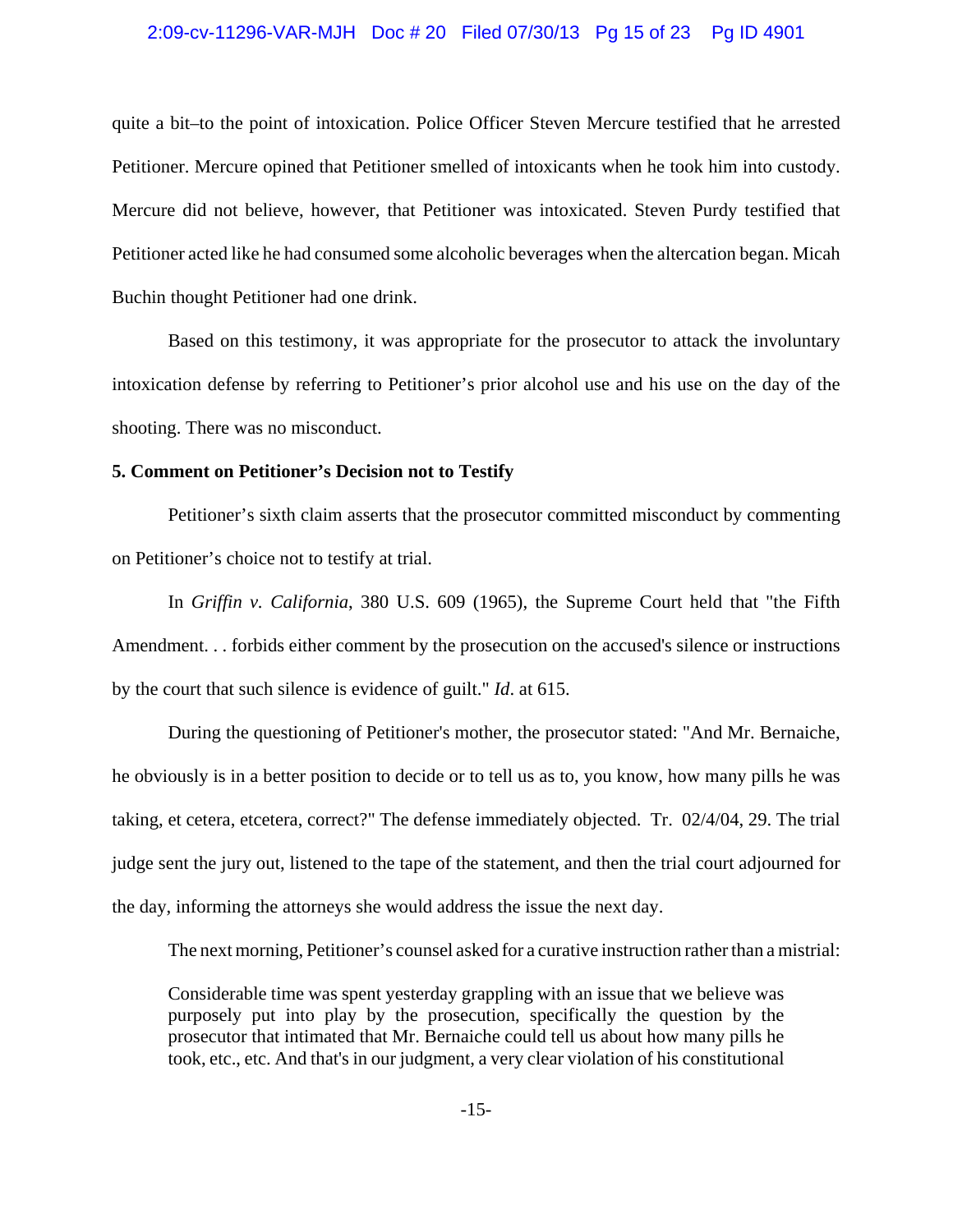quite a bit–to the point of intoxication. Police Officer Steven Mercure testified that he arrested Petitioner. Mercure opined that Petitioner smelled of intoxicants when he took him into custody. Mercure did not believe, however, that Petitioner was intoxicated. Steven Purdy testified that Petitioner acted like he had consumed some alcoholic beverages when the altercation began. Micah Buchin thought Petitioner had one drink.

Based on this testimony, it was appropriate for the prosecutor to attack the involuntary intoxication defense by referring to Petitioner's prior alcohol use and his use on the day of the shooting. There was no misconduct.

**5. Comment on Petitioner's Decision not to Testify**

Petitioner's sixth claim asserts that the prosecutor committed misconduct by commenting on Petitioner's choice not to testify at trial.

In *Griffin v. California*, 380 U.S. 609 (1965), the Supreme Court held that "the Fifth Amendment. . . forbids either comment by the prosecution on the accused's silence or instructions by the court that such silence is evidence of guilt." *Id*. at 615.

During the questioning of Petitioner's mother, the prosecutor stated: "And Mr. Bernaiche, he obviously is in a better position to decide or to tell us as to, you know, how many pills he was taking, et cetera, etcetera, correct?" The defense immediately objected. Tr. 02/4/04, 29. The trial judge sent the jury out, listened to the tape of the statement, and then the trial court adjourned for the day, informing the attorneys she would address the issue the next day.

The next morning, Petitioner's counsel asked for a curative instruction rather than a mistrial:

> Considerable time was spent yesterday grappling with an issue that we believe was purposely put into play by the prosecution, specifically the question by the prosecutor that intimated that Mr. Bernaiche could tell us about how many pills he took, etc., etc. And that's in our judgment, a very clear violation of his constitutional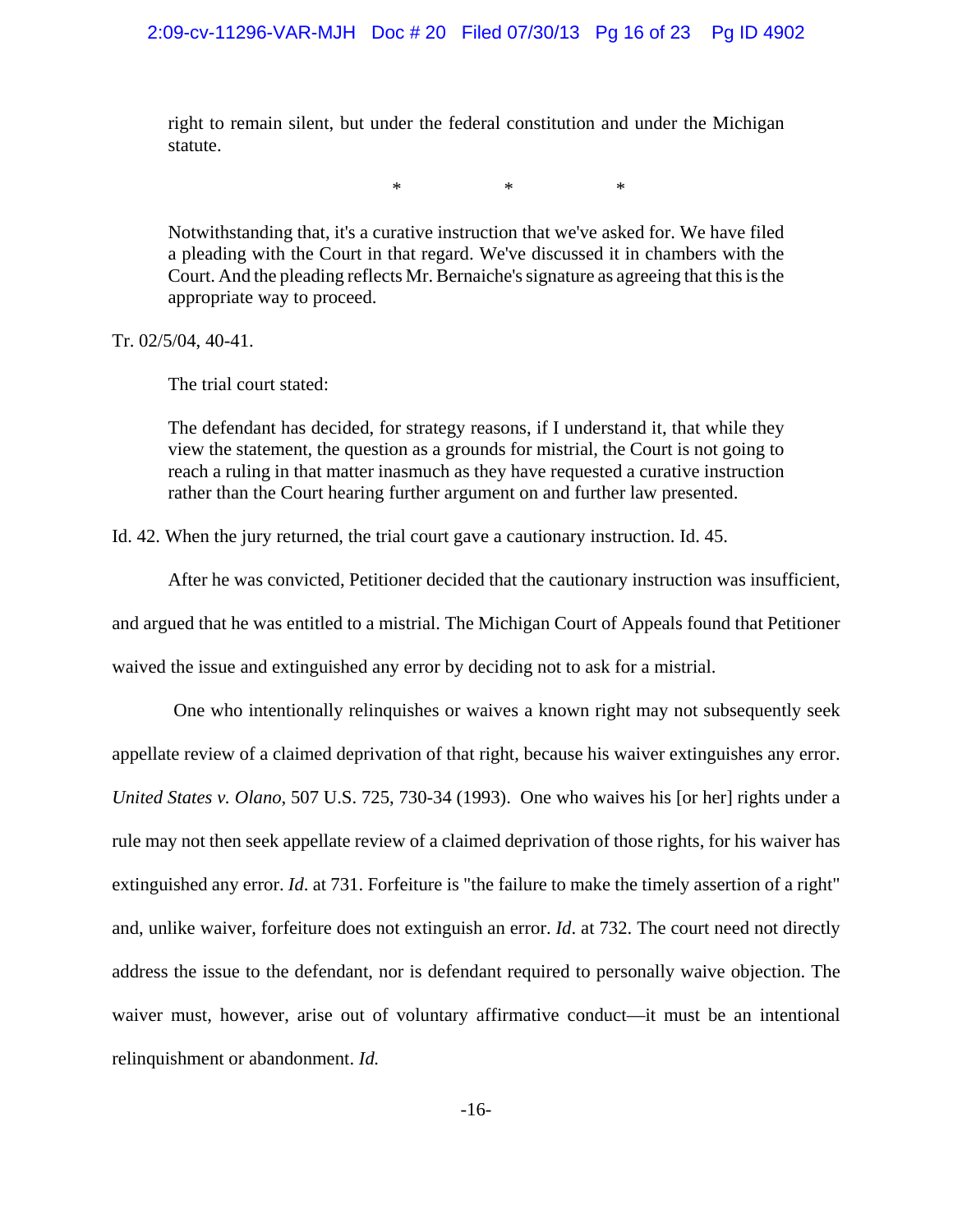> right to remain silent, but under the federal constitution and under the Michigan statute.
>
> \*   \*   \*
>
> Notwithstanding that, it's a curative instruction that we've asked for. We have filed a pleading with the Court in that regard. We've discussed it in chambers with the Court. And the pleading reflects Mr. Bernaiche's signature as agreeing that this is the appropriate way to proceed.

Tr. 02/5/04, 40-41.

The trial court stated:

> The defendant has decided, for strategy reasons, if I understand it, that while they view the statement, the question as a grounds for mistrial, the Court is not going to reach a ruling in that matter inasmuch as they have requested a curative instruction rather than the Court hearing further argument on and further law presented.

Id. 42. When the jury returned, the trial court gave a cautionary instruction. Id. 45.

After he was convicted, Petitioner decided that the cautionary instruction was insufficient, and argued that he was entitled to a mistrial. The Michigan Court of Appeals found that Petitioner waived the issue and extinguished any error by deciding not to ask for a mistrial.

One who intentionally relinquishes or waives a known right may not subsequently seek appellate review of a claimed deprivation of that right, because his waiver extinguishes any error. *United States v. Olano*, 507 U.S. 725, 730-34 (1993). One who waives his [or her] rights under a rule may not then seek appellate review of a claimed deprivation of those rights, for his waiver has extinguished any error. *Id*. at 731. Forfeiture is "the failure to make the timely assertion of a right" and, unlike waiver, forfeiture does not extinguish an error. *Id*. at 732. The court need not directly address the issue to the defendant, nor is defendant required to personally waive objection. The waiver must, however, arise out of voluntary affirmative conduct—it must be an intentional relinquishment or abandonment. *Id.*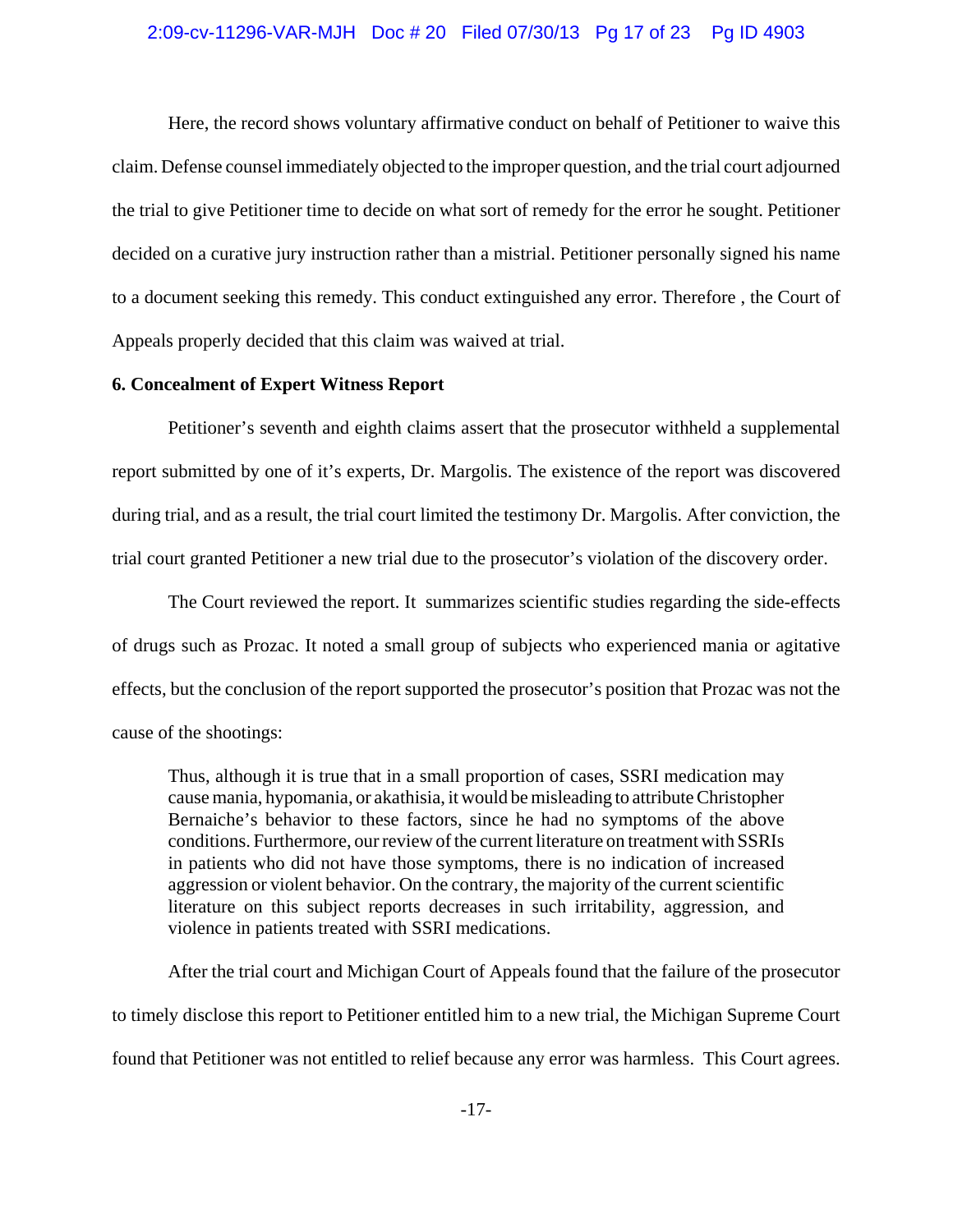Here, the record shows voluntary affirmative conduct on behalf of Petitioner to waive this claim. Defense counsel immediately objected to the improper question, and the trial court adjourned the trial to give Petitioner time to decide on what sort of remedy for the error he sought. Petitioner decided on a curative jury instruction rather than a mistrial. Petitioner personally signed his name to a document seeking this remedy. This conduct extinguished any error. Therefore , the Court of Appeals properly decided that this claim was waived at trial.

**6. Concealment of Expert Witness Report**

Petitioner's seventh and eighth claims assert that the prosecutor withheld a supplemental report submitted by one of it's experts, Dr. Margolis. The existence of the report was discovered during trial, and as a result, the trial court limited the testimony Dr. Margolis. After conviction, the trial court granted Petitioner a new trial due to the prosecutor's violation of the discovery order.

The Court reviewed the report. It summarizes scientific studies regarding the side-effects of drugs such as Prozac. It noted a small group of subjects who experienced mania or agitative effects, but the conclusion of the report supported the prosecutor's position that Prozac was not the cause of the shootings:

> Thus, although it is true that in a small proportion of cases, SSRI medication may cause mania, hypomania, or akathisia, it would be misleading to attribute Christopher Bernaiche's behavior to these factors, since he had no symptoms of the above conditions. Furthermore, our review of the current literature on treatment with SSRIs in patients who did not have those symptoms, there is no indication of increased aggression or violent behavior. On the contrary, the majority of the current scientific literature on this subject reports decreases in such irritability, aggression, and violence in patients treated with SSRI medications.

After the trial court and Michigan Court of Appeals found that the failure of the prosecutor to timely disclose this report to Petitioner entitled him to a new trial, the Michigan Supreme Court found that Petitioner was not entitled to relief because any error was harmless. This Court agrees.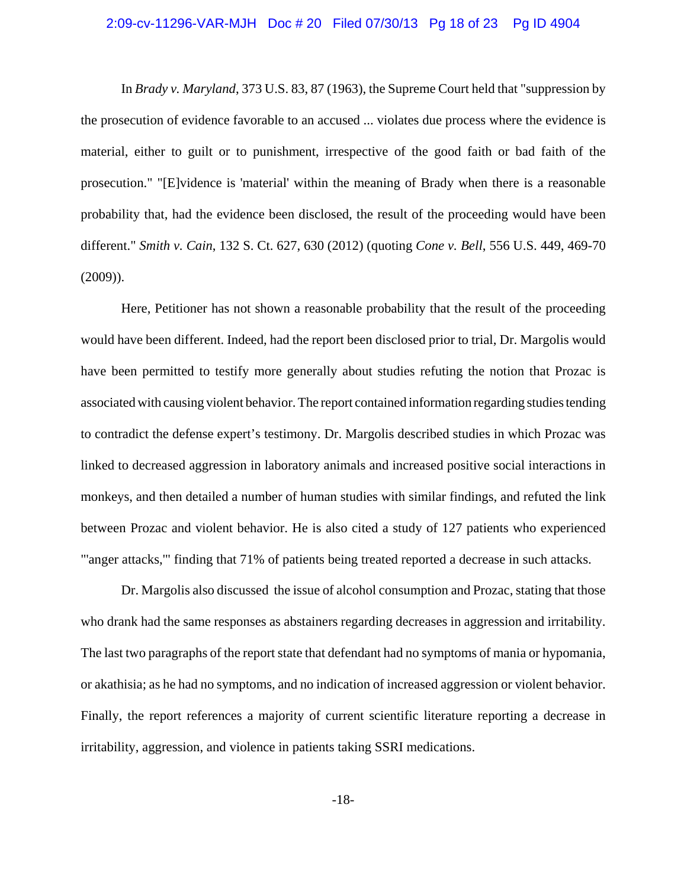In *Brady v. Maryland*, 373 U.S. 83, 87 (1963), the Supreme Court held that "suppression by the prosecution of evidence favorable to an accused ... violates due process where the evidence is material, either to guilt or to punishment, irrespective of the good faith or bad faith of the prosecution." "[E]vidence is 'material' within the meaning of Brady when there is a reasonable probability that, had the evidence been disclosed, the result of the proceeding would have been different." *Smith v. Cain*, 132 S. Ct. 627, 630 (2012) (quoting *Cone v. Bell*, 556 U.S. 449, 469-70 (2009)).

Here, Petitioner has not shown a reasonable probability that the result of the proceeding would have been different. Indeed, had the report been disclosed prior to trial, Dr. Margolis would have been permitted to testify more generally about studies refuting the notion that Prozac is associated with causing violent behavior. The report contained information regarding studies tending to contradict the defense expert's testimony. Dr. Margolis described studies in which Prozac was linked to decreased aggression in laboratory animals and increased positive social interactions in monkeys, and then detailed a number of human studies with similar findings, and refuted the link between Prozac and violent behavior. He is also cited a study of 127 patients who experienced "'anger attacks,'" finding that 71% of patients being treated reported a decrease in such attacks.

Dr. Margolis also discussed the issue of alcohol consumption and Prozac, stating that those who drank had the same responses as abstainers regarding decreases in aggression and irritability. The last two paragraphs of the report state that defendant had no symptoms of mania or hypomania, or akathisia; as he had no symptoms, and no indication of increased aggression or violent behavior. Finally, the report references a majority of current scientific literature reporting a decrease in irritability, aggression, and violence in patients taking SSRI medications.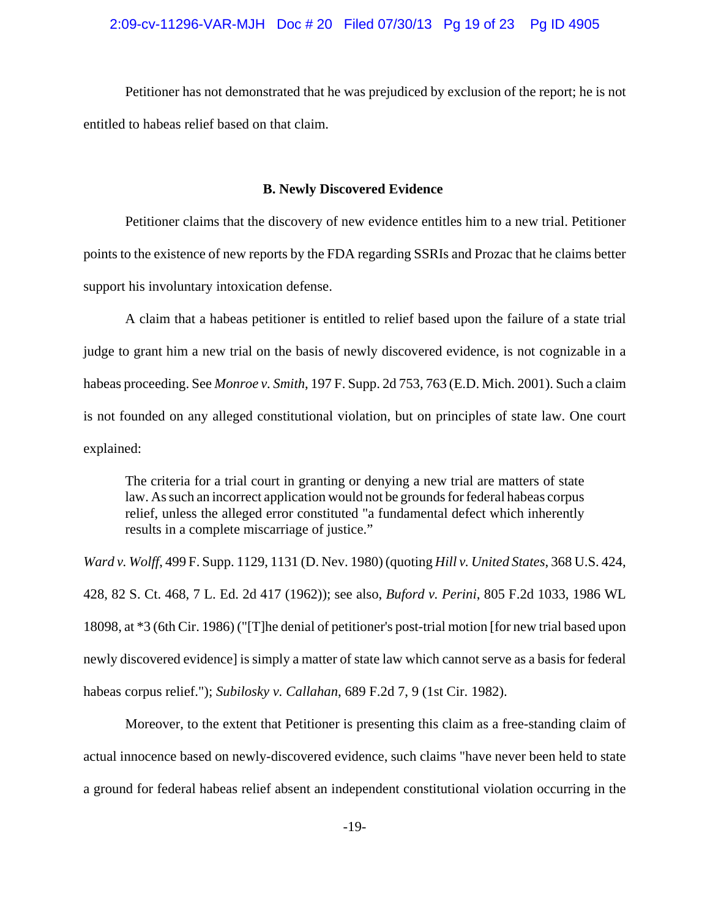Petitioner has not demonstrated that he was prejudiced by exclusion of the report; he is not entitled to habeas relief based on that claim.

### B. Newly Discovered Evidence

Petitioner claims that the discovery of new evidence entitles him to a new trial. Petitioner points to the existence of new reports by the FDA regarding SSRIs and Prozac that he claims better support his involuntary intoxication defense.

A claim that a habeas petitioner is entitled to relief based upon the failure of a state trial judge to grant him a new trial on the basis of newly discovered evidence, is not cognizable in a habeas proceeding. See *Monroe v. Smith*, 197 F. Supp. 2d 753, 763 (E.D. Mich. 2001). Such a claim is not founded on any alleged constitutional violation, but on principles of state law. One court explained:

> The criteria for a trial court in granting or denying a new trial are matters of state law. As such an incorrect application would not be grounds for federal habeas corpus relief, unless the alleged error constituted "a fundamental defect which inherently results in a complete miscarriage of justice."

*Ward v. Wolff*, 499 F. Supp. 1129, 1131 (D. Nev. 1980) (quoting *Hill v. United States*, 368 U.S. 424, 428, 82 S. Ct. 468, 7 L. Ed. 2d 417 (1962)); see also, *Buford v. Perini*, 805 F.2d 1033, 1986 WL 18098, at *3 (6th Cir. 1986) ("[T]he denial of petitioner's post-trial motion [for new trial based upon newly discovered evidence] is simply a matter of state law which cannot serve as a basis for federal habeas corpus relief."); *Subilosky v. Callahan*, 689 F.2d 7, 9 (1st Cir. 1982).

Moreover, to the extent that Petitioner is presenting this claim as a free-standing claim of actual innocence based on newly-discovered evidence, such claims "have never been held to state a ground for federal habeas relief absent an independent constitutional violation occurring in the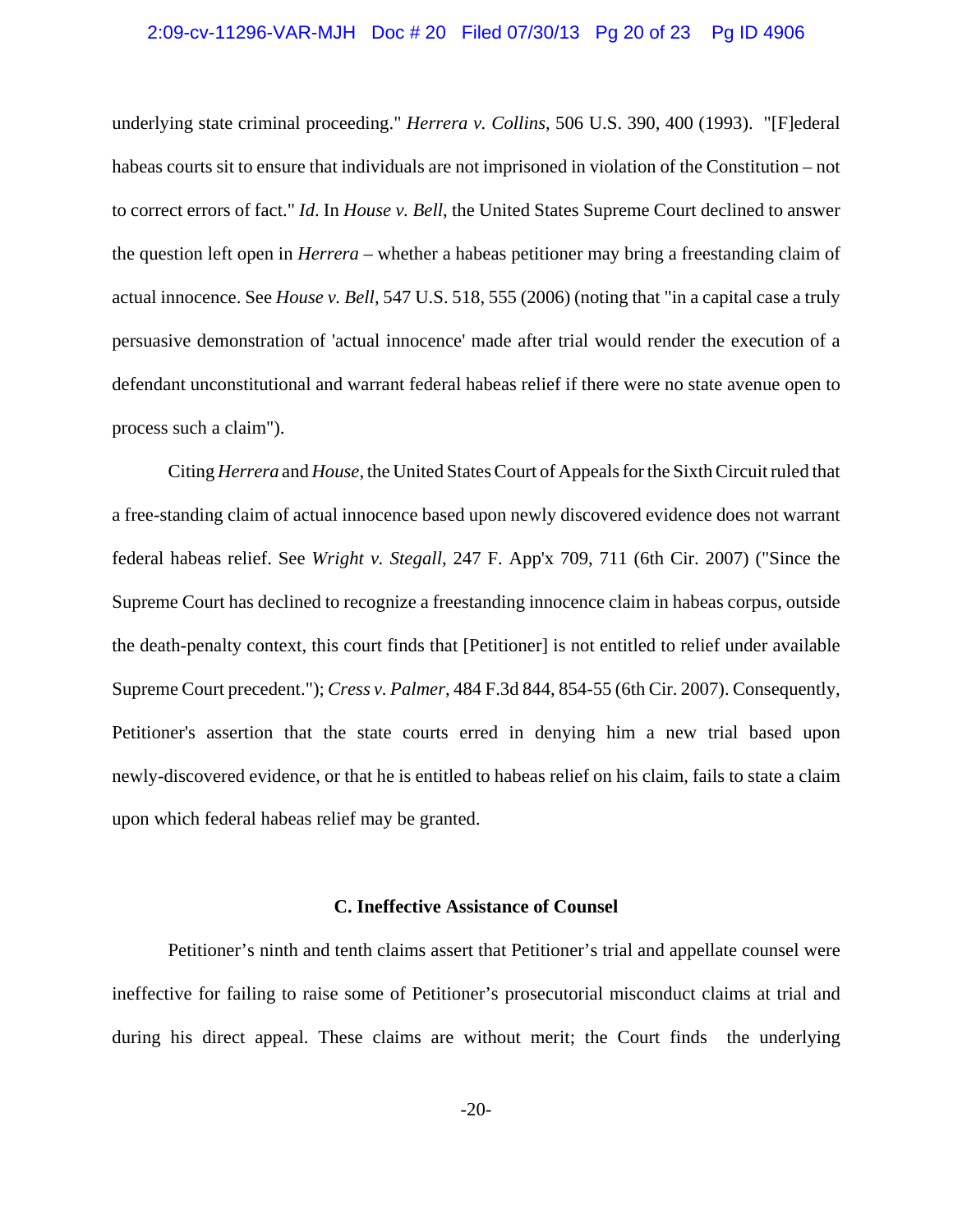underlying state criminal proceeding." *Herrera v. Collins*, 506 U.S. 390, 400 (1993). "[F]ederal habeas courts sit to ensure that individuals are not imprisoned in violation of the Constitution – not to correct errors of fact." *Id*. In *House v. Bell*, the United States Supreme Court declined to answer the question left open in *Herrera* – whether a habeas petitioner may bring a freestanding claim of actual innocence. See *House v. Bell*, 547 U.S. 518, 555 (2006) (noting that "in a capital case a truly persuasive demonstration of 'actual innocence' made after trial would render the execution of a defendant unconstitutional and warrant federal habeas relief if there were no state avenue open to process such a claim").

Citing *Herrera* and *House*, the United States Court of Appeals for the Sixth Circuit ruled that a free-standing claim of actual innocence based upon newly discovered evidence does not warrant federal habeas relief. See *Wright v. Stegall*, 247 F. App'x 709, 711 (6th Cir. 2007) ("Since the Supreme Court has declined to recognize a freestanding innocence claim in habeas corpus, outside the death-penalty context, this court finds that [Petitioner] is not entitled to relief under available Supreme Court precedent."); *Cress v. Palmer*, 484 F.3d 844, 854-55 (6th Cir. 2007). Consequently, Petitioner's assertion that the state courts erred in denying him a new trial based upon newly-discovered evidence, or that he is entitled to habeas relief on his claim, fails to state a claim upon which federal habeas relief may be granted.

**C. Ineffective Assistance of Counsel**

Petitioner's ninth and tenth claims assert that Petitioner's trial and appellate counsel were ineffective for failing to raise some of Petitioner's prosecutorial misconduct claims at trial and during his direct appeal. These claims are without merit; the Court finds the underlying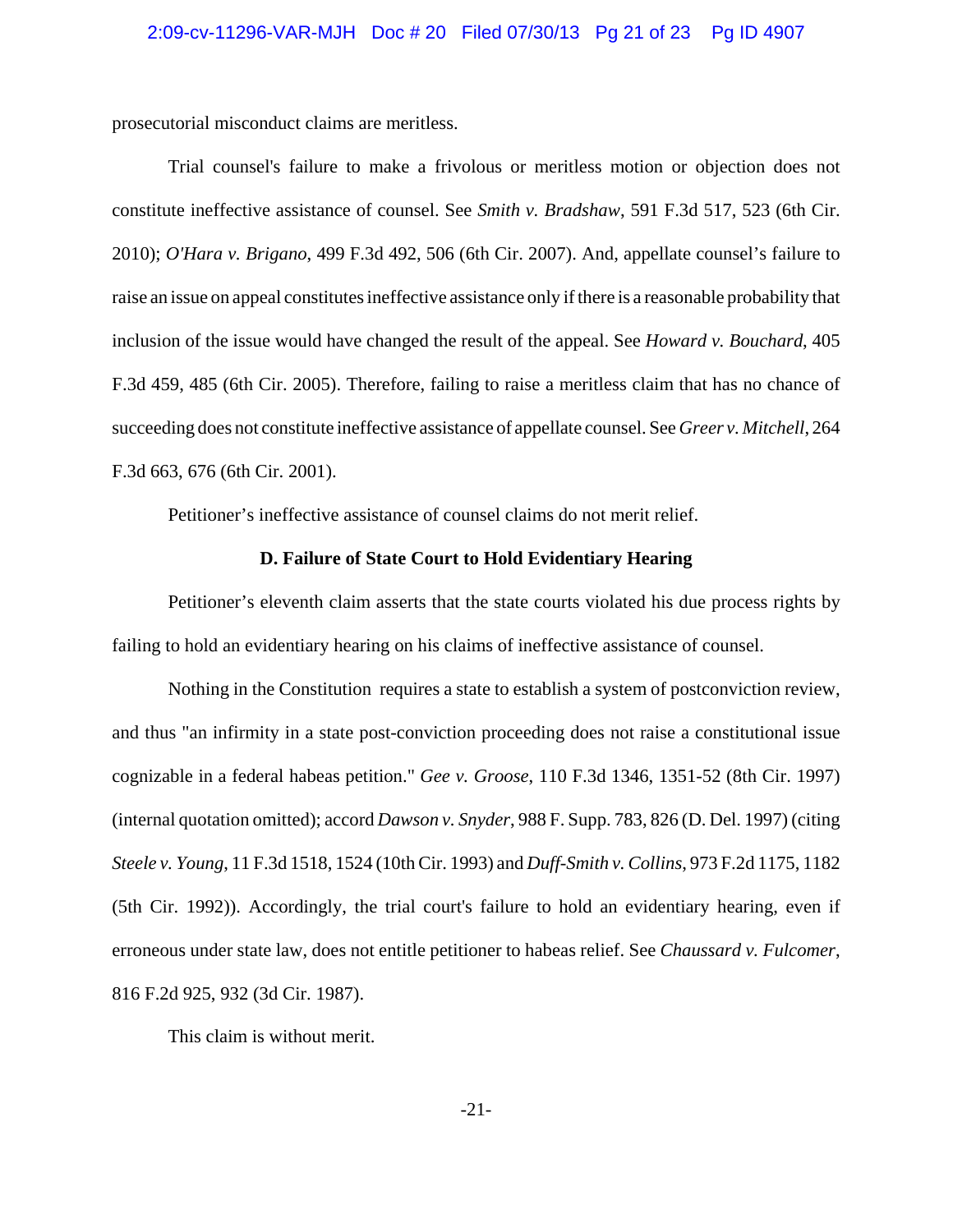prosecutorial misconduct claims are meritless.

Trial counsel's failure to make a frivolous or meritless motion or objection does not constitute ineffective assistance of counsel. See *Smith v. Bradshaw*, 591 F.3d 517, 523 (6th Cir. 2010); *O'Hara v. Brigano*, 499 F.3d 492, 506 (6th Cir. 2007). And, appellate counsel's failure to raise an issue on appeal constitutes ineffective assistance only if there is a reasonable probability that inclusion of the issue would have changed the result of the appeal. See *Howard v. Bouchard*, 405 F.3d 459, 485 (6th Cir. 2005). Therefore, failing to raise a meritless claim that has no chance of succeeding does not constitute ineffective assistance of appellate counsel. See *Greer v. Mitchell*, 264 F.3d 663, 676 (6th Cir. 2001).

Petitioner's ineffective assistance of counsel claims do not merit relief.

### D. Failure of State Court to Hold Evidentiary Hearing

Petitioner's eleventh claim asserts that the state courts violated his due process rights by failing to hold an evidentiary hearing on his claims of ineffective assistance of counsel.

Nothing in the Constitution requires a state to establish a system of postconviction review, and thus "an infirmity in a state post-conviction proceeding does not raise a constitutional issue cognizable in a federal habeas petition." *Gee v. Groose*, 110 F.3d 1346, 1351-52 (8th Cir. 1997) (internal quotation omitted); accord *Dawson v. Snyder*, 988 F. Supp. 783, 826 (D. Del. 1997) (citing *Steele v. Young*, 11 F.3d 1518, 1524 (10th Cir. 1993) and *Duff-Smith v. Collins*, 973 F.2d 1175, 1182 (5th Cir. 1992)). Accordingly, the trial court's failure to hold an evidentiary hearing, even if erroneous under state law, does not entitle petitioner to habeas relief. See *Chaussard v. Fulcomer*, 816 F.2d 925, 932 (3d Cir. 1987).

This claim is without merit.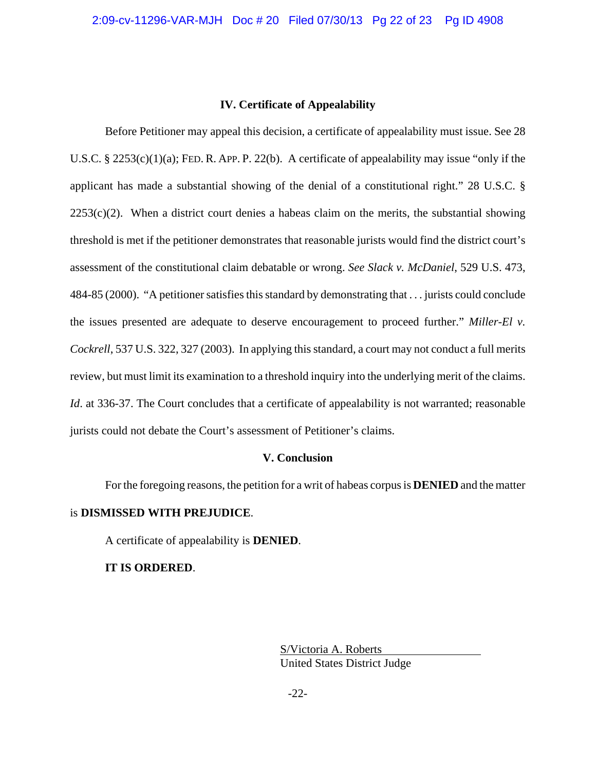### IV. Certificate of Appealability

Before Petitioner may appeal this decision, a certificate of appealability must issue. See 28 U.S.C. § 2253(c)(1)(a); FED. R. APP. P. 22(b). A certificate of appealability may issue "only if the applicant has made a substantial showing of the denial of a constitutional right." 28 U.S.C. § 2253(c)(2). When a district court denies a habeas claim on the merits, the substantial showing threshold is met if the petitioner demonstrates that reasonable jurists would find the district court's assessment of the constitutional claim debatable or wrong. *See Slack v. McDaniel*, 529 U.S. 473, 484-85 (2000). "A petitioner satisfies this standard by demonstrating that . . . jurists could conclude the issues presented are adequate to deserve encouragement to proceed further." *Miller-El v. Cockrell*, 537 U.S. 322, 327 (2003). In applying this standard, a court may not conduct a full merits review, but must limit its examination to a threshold inquiry into the underlying merit of the claims. *Id*. at 336-37. The Court concludes that a certificate of appealability is not warranted; reasonable jurists could not debate the Court's assessment of Petitioner's claims.

### V. Conclusion

For the foregoing reasons, the petition for a writ of habeas corpus is **DENIED** and the matter is **DISMISSED WITH PREJUDICE**.

A certificate of appealability is **DENIED**.

**IT IS ORDERED**.

S/Victoria A. Roberts
United States District Judge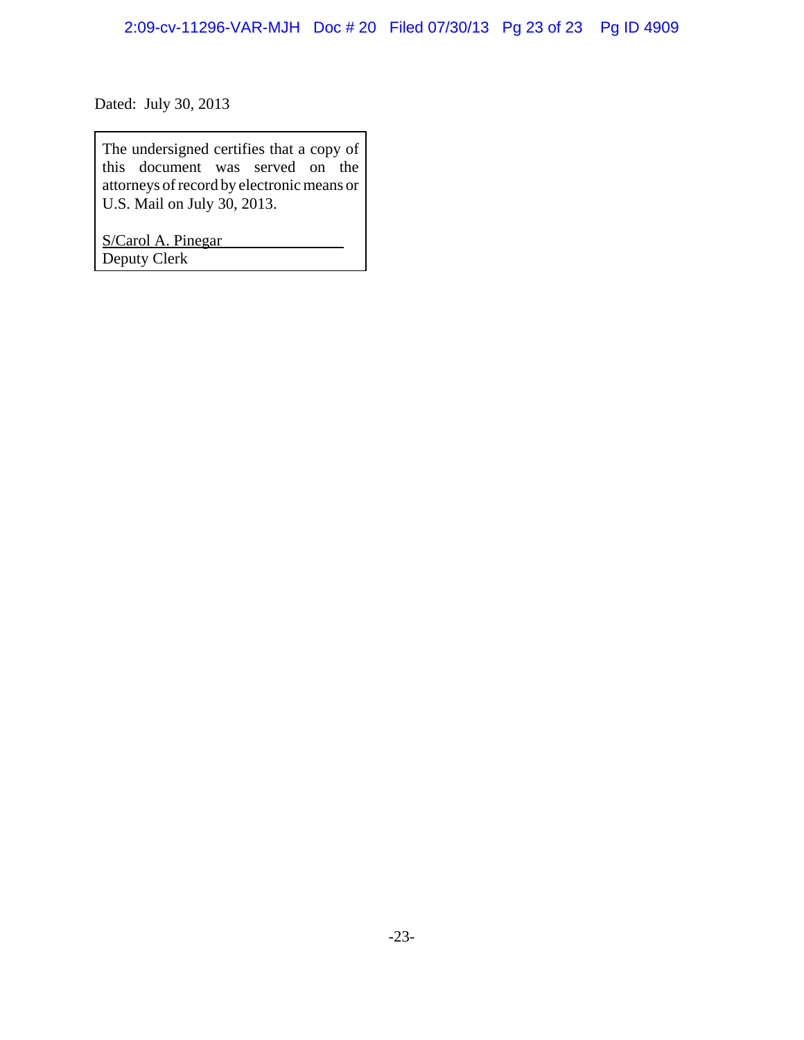Dated: July 30, 2013

The undersigned certifies that a copy of this document was served on the attorneys of record by electronic means or U.S. Mail on July 30, 2013.

S/Carol A. Pinegar
Deputy Clerk